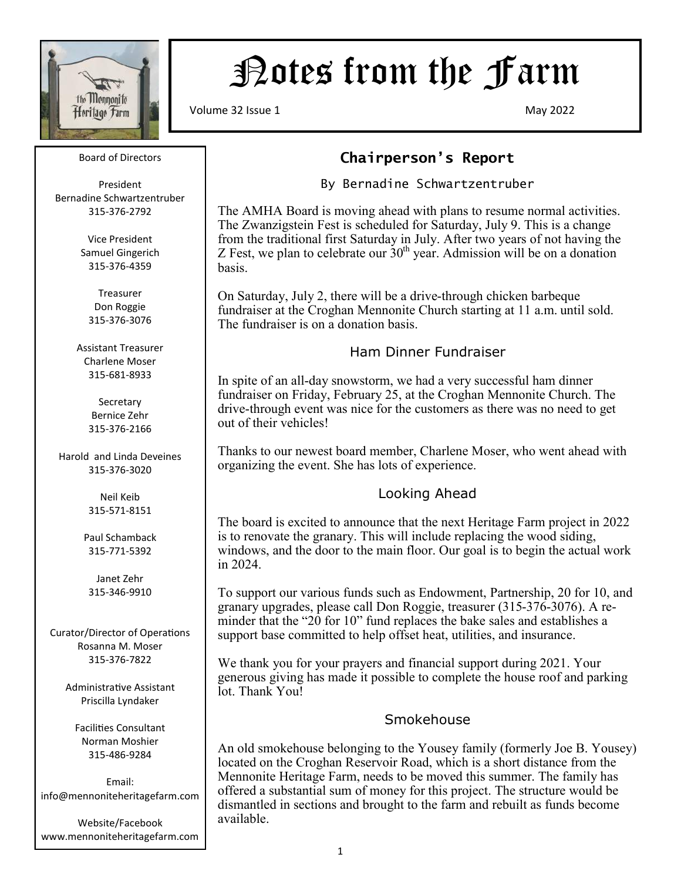# Notes from the Farm

Volume 32 Issue 1 May 2022

Board of Directors

President
Bernadine Schwartzentruber
315-376-2792

Vice President
Samuel Gingerich
315-376-4359

Treasurer
Don Roggie
315-376-3076

Assistant Treasurer
Charlene Moser
315-681-8933

Secretary
Bernice Zehr
315-376-2166

Harold and Linda Deveines
315-376-3020

Neil Keib
315-571-8151

Paul Schamback
315-771-5392

Janet Zehr
315-346-9910

Curator/Director of Operations
Rosanna M. Moser
315-376-7822

Administrative Assistant
Priscilla Lyndaker

Facilities Consultant
Norman Moshier
315-486-9284

Email:
info@mennoniteheritagefarm.com

Website/Facebook
www.mennoniteheritagefarm.com

## Chairperson's Report

By Bernadine Schwartzentruber

The AMHA Board is moving ahead with plans to resume normal activities. The Zwanzigstein Fest is scheduled for Saturday, July 9. This is a change from the traditional first Saturday in July. After two years of not having the Z Fest, we plan to celebrate our 30th year. Admission will be on a donation basis.

On Saturday, July 2, there will be a drive-through chicken barbeque fundraiser at the Croghan Mennonite Church starting at 11 a.m. until sold. The fundraiser is on a donation basis.

### Ham Dinner Fundraiser

In spite of an all-day snowstorm, we had a very successful ham dinner fundraiser on Friday, February 25, at the Croghan Mennonite Church. The drive-through event was nice for the customers as there was no need to get out of their vehicles!

Thanks to our newest board member, Charlene Moser, who went ahead with organizing the event. She has lots of experience.

### Looking Ahead

The board is excited to announce that the next Heritage Farm project in 2022 is to renovate the granary. This will include replacing the wood siding, windows, and the door to the main floor. Our goal is to begin the actual work in 2024.

To support our various funds such as Endowment, Partnership, 20 for 10, and granary upgrades, please call Don Roggie, treasurer (315-376-3076). A reminder that the "20 for 10" fund replaces the bake sales and establishes a support base committed to help offset heat, utilities, and insurance.

We thank you for your prayers and financial support during 2021. Your generous giving has made it possible to complete the house roof and parking lot. Thank You!

### Smokehouse

An old smokehouse belonging to the Yousey family (formerly Joe B. Yousey) located on the Croghan Reservoir Road, which is a short distance from the Mennonite Heritage Farm, needs to be moved this summer. The family has offered a substantial sum of money for this project. The structure would be dismantled in sections and brought to the farm and rebuilt as funds become available.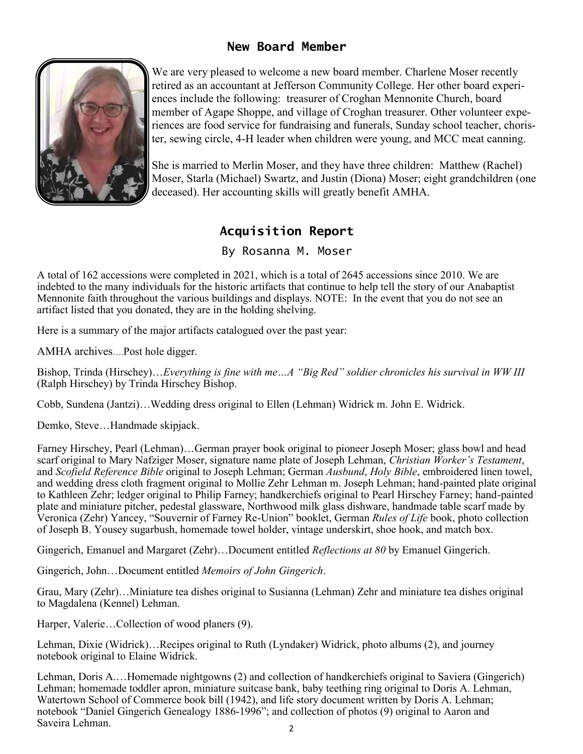## New Board Member

We are very pleased to welcome a new board member. Charlene Moser recently retired as an accountant at Jefferson Community College. Her other board experiences include the following: treasurer of Croghan Mennonite Church, board member of Agape Shoppe, and village of Croghan treasurer. Other volunteer experiences are food service for fundraising and funerals, Sunday school teacher, chorister, sewing circle, 4-H leader when children were young, and MCC meat canning.

She is married to Merlin Moser, and they have three children: Matthew (Rachel) Moser, Starla (Michael) Swartz, and Justin (Diona) Moser; eight grandchildren (one deceased). Her accounting skills will greatly benefit AMHA.

## Acquisition Report

By Rosanna M. Moser

A total of 162 accessions were completed in 2021, which is a total of 2645 accessions since 2010. We are indebted to the many individuals for the historic artifacts that continue to help tell the story of our Anabaptist Mennonite faith throughout the various buildings and displays. NOTE: In the event that you do not see an artifact listed that you donated, they are in the holding shelving.

Here is a summary of the major artifacts catalogued over the past year:

AMHA archives….Post hole digger.

Bishop, Trinda (Hirschey)…*Everything is fine with me…A "Big Red" soldier chronicles his survival in WW III* (Ralph Hirschey) by Trinda Hirschey Bishop.

Cobb, Sundena (Jantzi)…Wedding dress original to Ellen (Lehman) Widrick m. John E. Widrick.

Demko, Steve…Handmade skipjack.

Farney Hirschey, Pearl (Lehman)…German prayer book original to pioneer Joseph Moser; glass bowl and head scarf original to Mary Nafziger Moser, signature name plate of Joseph Lehman, *Christian Worker's Testament*, and *Scofield Reference Bible* original to Joseph Lehman; German *Ausbund*, *Holy Bible*, embroidered linen towel, and wedding dress cloth fragment original to Mollie Zehr Lehman m. Joseph Lehman; hand-painted plate original to Kathleen Zehr; ledger original to Philip Farney; handkerchiefs original to Pearl Hirschey Farney; hand-painted plate and miniature pitcher, pedestal glassware, Northwood milk glass dishware, handmade table scarf made by Veronica (Zehr) Yancey, "Souvernir of Farney Re-Union" booklet, German *Rules of Life* book, photo collection of Joseph B. Yousey sugarbush, homemade towel holder, vintage underskirt, shoe hook, and match box.

Gingerich, Emanuel and Margaret (Zehr)…Document entitled *Reflections at 80* by Emanuel Gingerich.

Gingerich, John…Document entitled *Memoirs of John Gingerich*.

Grau, Mary (Zehr)…Miniature tea dishes original to Susianna (Lehman) Zehr and miniature tea dishes original to Magdalena (Kennel) Lehman.

Harper, Valerie…Collection of wood planers (9).

Lehman, Dixie (Widrick)…Recipes original to Ruth (Lyndaker) Widrick, photo albums (2), and journey notebook original to Elaine Widrick.

Lehman, Doris A.…Homemade nightgowns (2) and collection of handkerchiefs original to Saviera (Gingerich) Lehman; homemade toddler apron, miniature suitcase bank, baby teething ring original to Doris A. Lehman, Watertown School of Commerce book bill (1942), and life story document written by Doris A. Lehman; notebook "Daniel Gingerich Genealogy 1886-1996"; and collection of photos (9) original to Aaron and Saveira Lehman.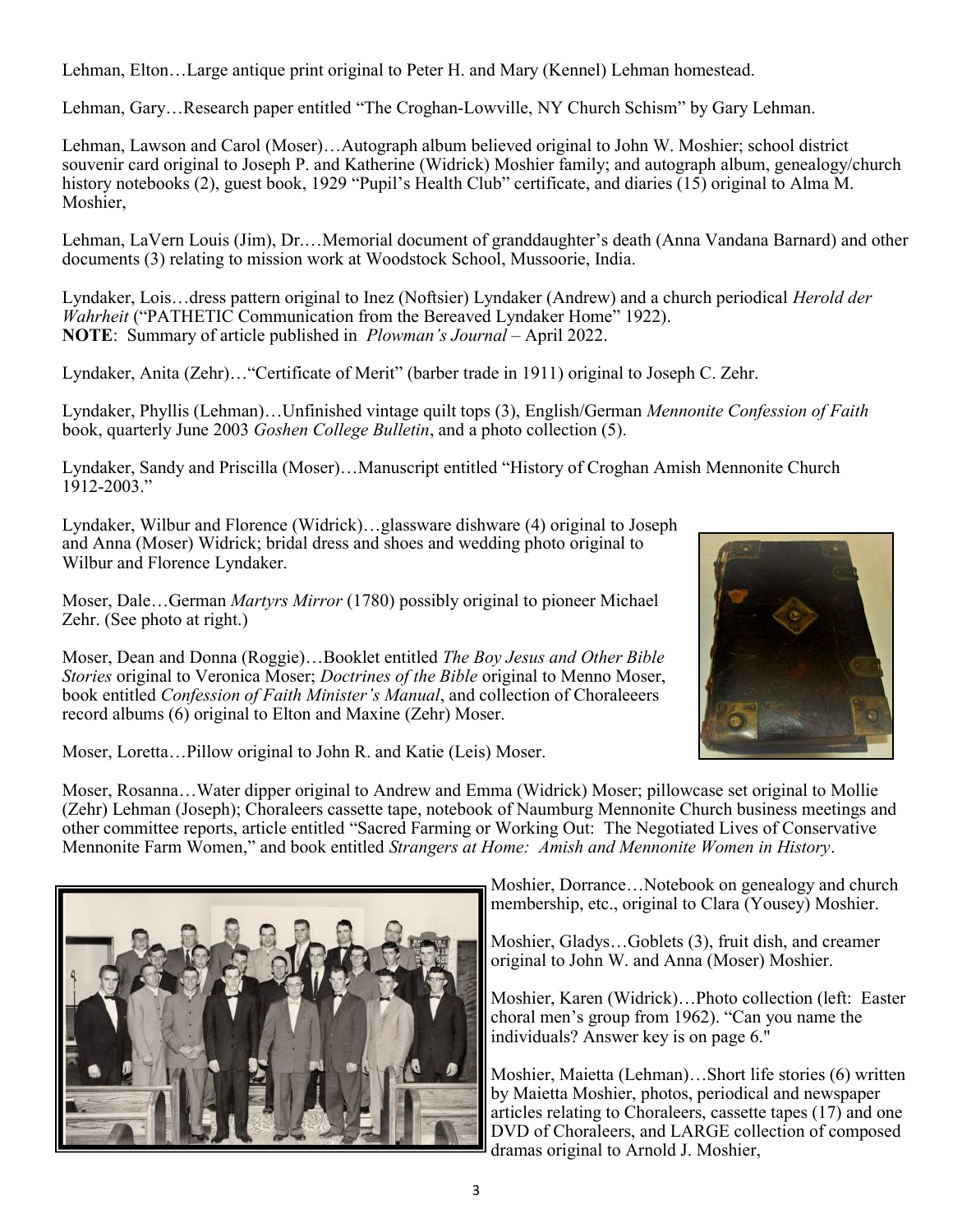Lehman, Elton…Large antique print original to Peter H. and Mary (Kennel) Lehman homestead.

Lehman, Gary…Research paper entitled "The Croghan-Lowville, NY Church Schism" by Gary Lehman.

Lehman, Lawson and Carol (Moser)…Autograph album believed original to John W. Moshier; school district souvenir card original to Joseph P. and Katherine (Widrick) Moshier family; and autograph album, genealogy/church history notebooks (2), guest book, 1929 "Pupil's Health Club" certificate, and diaries (15) original to Alma M. Moshier,

Lehman, LaVern Louis (Jim), Dr.…Memorial document of granddaughter's death (Anna Vandana Barnard) and other documents (3) relating to mission work at Woodstock School, Mussoorie, India.

Lyndaker, Lois…dress pattern original to Inez (Noftsier) Lyndaker (Andrew) and a church periodical *Herold der Wahrheit* ("PATHETIC Communication from the Bereaved Lyndaker Home" 1922).
**NOTE**: Summary of article published in *Plowman's Journal* – April 2022.

Lyndaker, Anita (Zehr)…"Certificate of Merit" (barber trade in 1911) original to Joseph C. Zehr.

Lyndaker, Phyllis (Lehman)…Unfinished vintage quilt tops (3), English/German *Mennonite Confession of Faith* book, quarterly June 2003 *Goshen College Bulletin*, and a photo collection (5).

Lyndaker, Sandy and Priscilla (Moser)…Manuscript entitled "History of Croghan Amish Mennonite Church 1912-2003."

Lyndaker, Wilbur and Florence (Widrick)…glassware dishware (4) original to Joseph and Anna (Moser) Widrick; bridal dress and shoes and wedding photo original to Wilbur and Florence Lyndaker.

Moser, Dale…German *Martyrs Mirror* (1780) possibly original to pioneer Michael Zehr. (See photo at right.)

Moser, Dean and Donna (Roggie)…Booklet entitled *The Boy Jesus and Other Bible Stories* original to Veronica Moser; *Doctrines of the Bible* original to Menno Moser, book entitled *Confession of Faith Minister's Manual*, and collection of Choraleers record albums (6) original to Elton and Maxine (Zehr) Moser.

Moser, Loretta…Pillow original to John R. and Katie (Leis) Moser.

Moser, Rosanna…Water dipper original to Andrew and Emma (Widrick) Moser; pillowcase set original to Mollie (Zehr) Lehman (Joseph); Choraleers cassette tape, notebook of Naumburg Mennonite Church business meetings and other committee reports, article entitled "Sacred Farming or Working Out: The Negotiated Lives of Conservative Mennonite Farm Women," and book entitled *Strangers at Home: Amish and Mennonite Women in History*.

Moshier, Dorrance…Notebook on genealogy and church membership, etc., original to Clara (Yousey) Moshier.

Moshier, Gladys…Goblets (3), fruit dish, and creamer original to John W. and Anna (Moser) Moshier.

Moshier, Karen (Widrick)…Photo collection (left: Easter choral men's group from 1962). "Can you name the individuals? Answer key is on page 6."

Moshier, Maietta (Lehman)…Short life stories (6) written by Maietta Moshier, photos, periodical and newspaper articles relating to Choraleers, cassette tapes (17) and one DVD of Choraleers, and LARGE collection of composed dramas original to Arnold J. Moshier,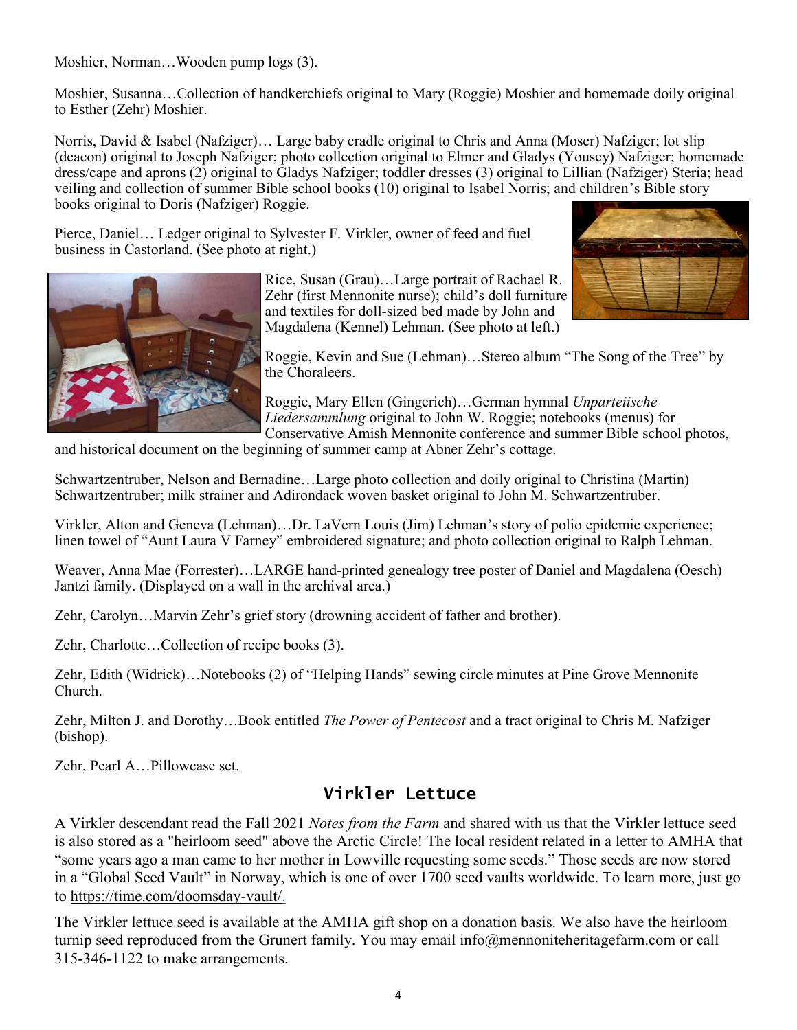Moshier, Norman…Wooden pump logs (3).

Moshier, Susanna…Collection of handkerchiefs original to Mary (Roggie) Moshier and homemade doily original to Esther (Zehr) Moshier.

Norris, David & Isabel (Nafziger)… Large baby cradle original to Chris and Anna (Moser) Nafziger; lot slip (deacon) original to Joseph Nafziger; photo collection original to Elmer and Gladys (Yousey) Nafziger; homemade dress/cape and aprons (2) original to Gladys Nafziger; toddler dresses (3) original to Lillian (Nafziger) Steria; head veiling and collection of summer Bible school books (10) original to Isabel Norris; and children's Bible story books original to Doris (Nafziger) Roggie.

Pierce, Daniel… Ledger original to Sylvester F. Virkler, owner of feed and fuel business in Castorland. (See photo at right.)

Rice, Susan (Grau)…Large portrait of Rachael R. Zehr (first Mennonite nurse); child's doll furniture and textiles for doll-sized bed made by John and Magdalena (Kennel) Lehman. (See photo at left.)

Roggie, Kevin and Sue (Lehman)…Stereo album "The Song of the Tree" by the Choraleers.

Roggie, Mary Ellen (Gingerich)…German hymnal *Unparteiische Liedersammlung* original to John W. Roggie; notebooks (menus) for Conservative Amish Mennonite conference and summer Bible school photos, and historical document on the beginning of summer camp at Abner Zehr's cottage.

Schwartzentruber, Nelson and Bernadine…Large photo collection and doily original to Christina (Martin) Schwartzentruber; milk strainer and Adirondack woven basket original to John M. Schwartzentruber.

Virkler, Alton and Geneva (Lehman)…Dr. LaVern Louis (Jim) Lehman's story of polio epidemic experience; linen towel of "Aunt Laura V Farney" embroidered signature; and photo collection original to Ralph Lehman.

Weaver, Anna Mae (Forrester)…LARGE hand-printed genealogy tree poster of Daniel and Magdalena (Oesch) Jantzi family. (Displayed on a wall in the archival area.)

Zehr, Carolyn…Marvin Zehr's grief story (drowning accident of father and brother).

Zehr, Charlotte…Collection of recipe books (3).

Zehr, Edith (Widrick)…Notebooks (2) of "Helping Hands" sewing circle minutes at Pine Grove Mennonite Church.

Zehr, Milton J. and Dorothy…Book entitled *The Power of Pentecost* and a tract original to Chris M. Nafziger (bishop).

Zehr, Pearl A…Pillowcase set.

## Virkler Lettuce

A Virkler descendant read the Fall 2021 *Notes from the Farm* and shared with us that the Virkler lettuce seed is also stored as a "heirloom seed" above the Arctic Circle! The local resident related in a letter to AMHA that "some years ago a man came to her mother in Lowville requesting some seeds." Those seeds are now stored in a "Global Seed Vault" in Norway, which is one of over 1700 seed vaults worldwide. To learn more, just go to https://time.com/doomsday-vault/.

The Virkler lettuce seed is available at the AMHA gift shop on a donation basis. We also have the heirloom turnip seed reproduced from the Grunert family. You may email info@mennoniteheritagefarm.com or call 315-346-1122 to make arrangements.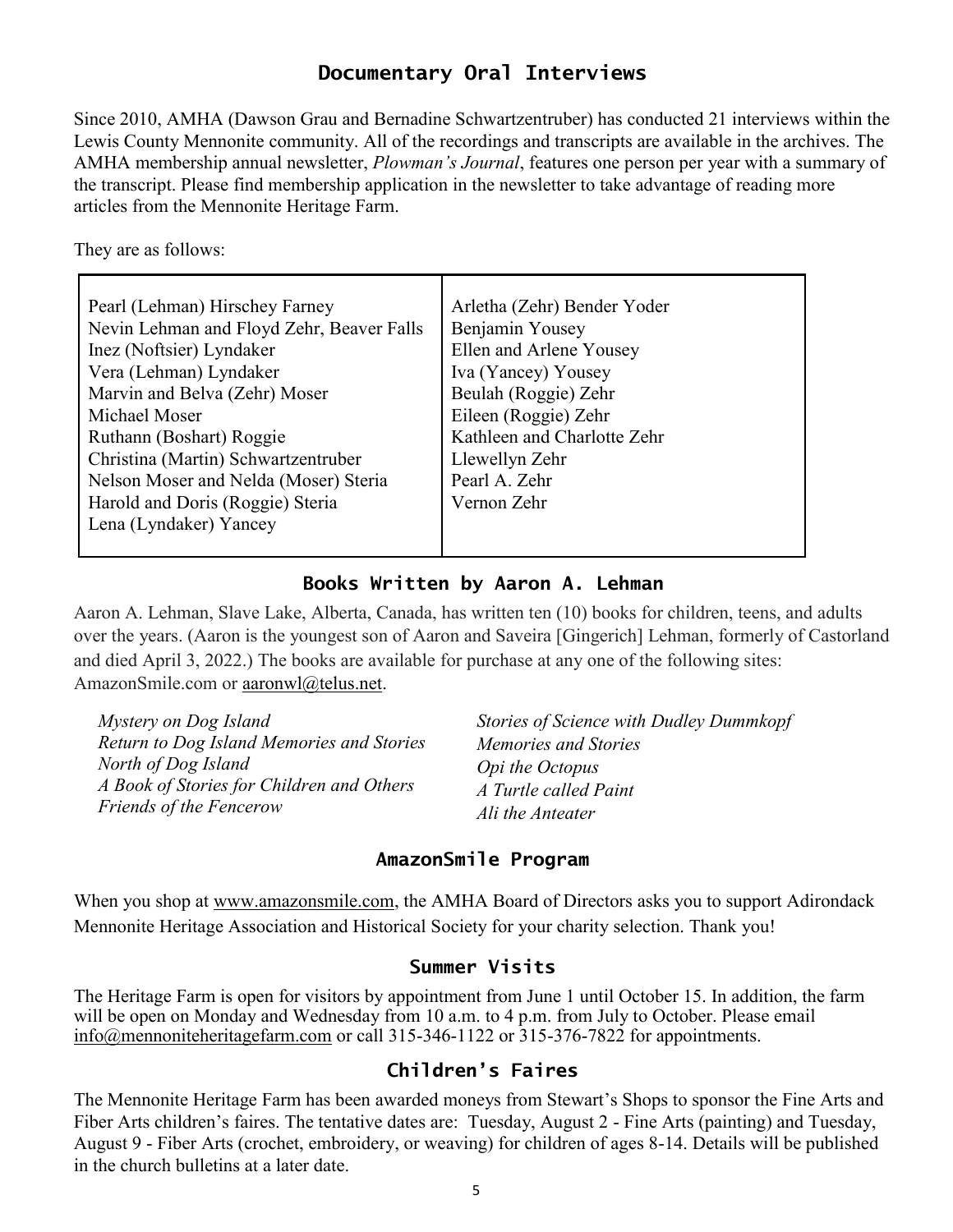## Documentary Oral Interviews

Since 2010, AMHA (Dawson Grau and Bernadine Schwartzentruber) has conducted 21 interviews within the Lewis County Mennonite community. All of the recordings and transcripts are available in the archives. The AMHA membership annual newsletter, *Plowman's Journal*, features one person per year with a summary of the transcript. Please find membership application in the newsletter to take advantage of reading more articles from the Mennonite Heritage Farm.

They are as follows:

- Pearl (Lehman) Hirschey Farney
- Nevin Lehman and Floyd Zehr, Beaver Falls
- Inez (Noftsier) Lyndaker
- Vera (Lehman) Lyndaker
- Marvin and Belva (Zehr) Moser
- Michael Moser
- Ruthann (Boshart) Roggie
- Christina (Martin) Schwartzentruber
- Nelson Moser and Nelda (Moser) Steria
- Harold and Doris (Roggie) Steria
- Lena (Lyndaker) Yancey
- Arletha (Zehr) Bender Yoder
- Benjamin Yousey
- Ellen and Arlene Yousey
- Iva (Yancey) Yousey
- Beulah (Roggie) Zehr
- Eileen (Roggie) Zehr
- Kathleen and Charlotte Zehr
- Llewellyn Zehr
- Pearl A. Zehr
- Vernon Zehr

## Books Written by Aaron A. Lehman

Aaron A. Lehman, Slave Lake, Alberta, Canada, has written ten (10) books for children, teens, and adults over the years. (Aaron is the youngest son of Aaron and Saveira [Gingerich] Lehman, formerly of Castorland and died April 3, 2022.) The books are available for purchase at any one of the following sites: AmazonSmile.com or aaronwl@telus.net.

- *Mystery on Dog Island*
- *Return to Dog Island Memories and Stories*
- *North of Dog Island*
- *A Book of Stories for Children and Others*
- *Friends of the Fencerow*
- *Stories of Science with Dudley Dummkopf*
- *Memories and Stories*
- *Opi the Octopus*
- *A Turtle called Paint*
- *Ali the Anteater*

## AmazonSmile Program

When you shop at www.amazonsmile.com, the AMHA Board of Directors asks you to support Adirondack Mennonite Heritage Association and Historical Society for your charity selection. Thank you!

## Summer Visits

The Heritage Farm is open for visitors by appointment from June 1 until October 15. In addition, the farm will be open on Monday and Wednesday from 10 a.m. to 4 p.m. from July to October. Please email info@mennoniteheritagefarm.com or call 315-346-1122 or 315-376-7822 for appointments.

## Children's Faires

The Mennonite Heritage Farm has been awarded moneys from Stewart's Shops to sponsor the Fine Arts and Fiber Arts children's faires. The tentative dates are: Tuesday, August 2 - Fine Arts (painting) and Tuesday, August 9 - Fiber Arts (crochet, embroidery, or weaving) for children of ages 8-14. Details will be published in the church bulletins at a later date.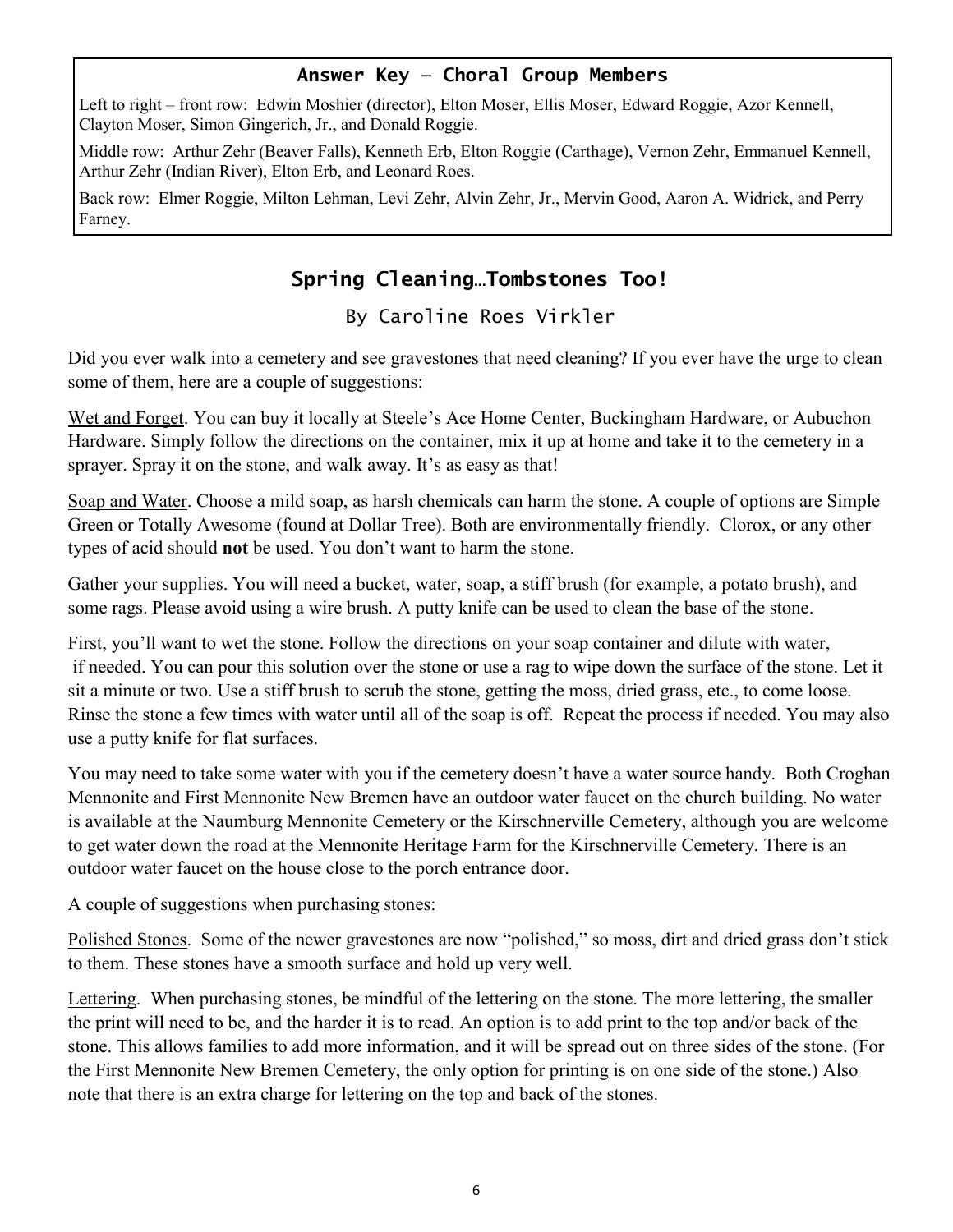### Answer Key – Choral Group Members

Left to right – front row: Edwin Moshier (director), Elton Moser, Ellis Moser, Edward Roggie, Azor Kennell, Clayton Moser, Simon Gingerich, Jr., and Donald Roggie.

Middle row: Arthur Zehr (Beaver Falls), Kenneth Erb, Elton Roggie (Carthage), Vernon Zehr, Emmanuel Kennell, Arthur Zehr (Indian River), Elton Erb, and Leonard Roes.

Back row: Elmer Roggie, Milton Lehman, Levi Zehr, Alvin Zehr, Jr., Mervin Good, Aaron A. Widrick, and Perry Farney.

## Spring Cleaning…Tombstones Too!

By Caroline Roes Virkler

Did you ever walk into a cemetery and see gravestones that need cleaning? If you ever have the urge to clean some of them, here are a couple of suggestions:

Wet and Forget. You can buy it locally at Steele's Ace Home Center, Buckingham Hardware, or Aubuchon Hardware. Simply follow the directions on the container, mix it up at home and take it to the cemetery in a sprayer. Spray it on the stone, and walk away. It's as easy as that!

Soap and Water. Choose a mild soap, as harsh chemicals can harm the stone. A couple of options are Simple Green or Totally Awesome (found at Dollar Tree). Both are environmentally friendly. Clorox, or any other types of acid should **not** be used. You don't want to harm the stone.

Gather your supplies. You will need a bucket, water, soap, a stiff brush (for example, a potato brush), and some rags. Please avoid using a wire brush. A putty knife can be used to clean the base of the stone.

First, you'll want to wet the stone. Follow the directions on your soap container and dilute with water, if needed. You can pour this solution over the stone or use a rag to wipe down the surface of the stone. Let it sit a minute or two. Use a stiff brush to scrub the stone, getting the moss, dried grass, etc., to come loose. Rinse the stone a few times with water until all of the soap is off. Repeat the process if needed. You may also use a putty knife for flat surfaces.

You may need to take some water with you if the cemetery doesn't have a water source handy. Both Croghan Mennonite and First Mennonite New Bremen have an outdoor water faucet on the church building. No water is available at the Naumburg Mennonite Cemetery or the Kirschnerville Cemetery, although you are welcome to get water down the road at the Mennonite Heritage Farm for the Kirschnerville Cemetery. There is an outdoor water faucet on the house close to the porch entrance door.

A couple of suggestions when purchasing stones:

Polished Stones. Some of the newer gravestones are now "polished," so moss, dirt and dried grass don't stick to them. These stones have a smooth surface and hold up very well.

Lettering. When purchasing stones, be mindful of the lettering on the stone. The more lettering, the smaller the print will need to be, and the harder it is to read. An option is to add print to the top and/or back of the stone. This allows families to add more information, and it will be spread out on three sides of the stone. (For the First Mennonite New Bremen Cemetery, the only option for printing is on one side of the stone.) Also note that there is an extra charge for lettering on the top and back of the stones.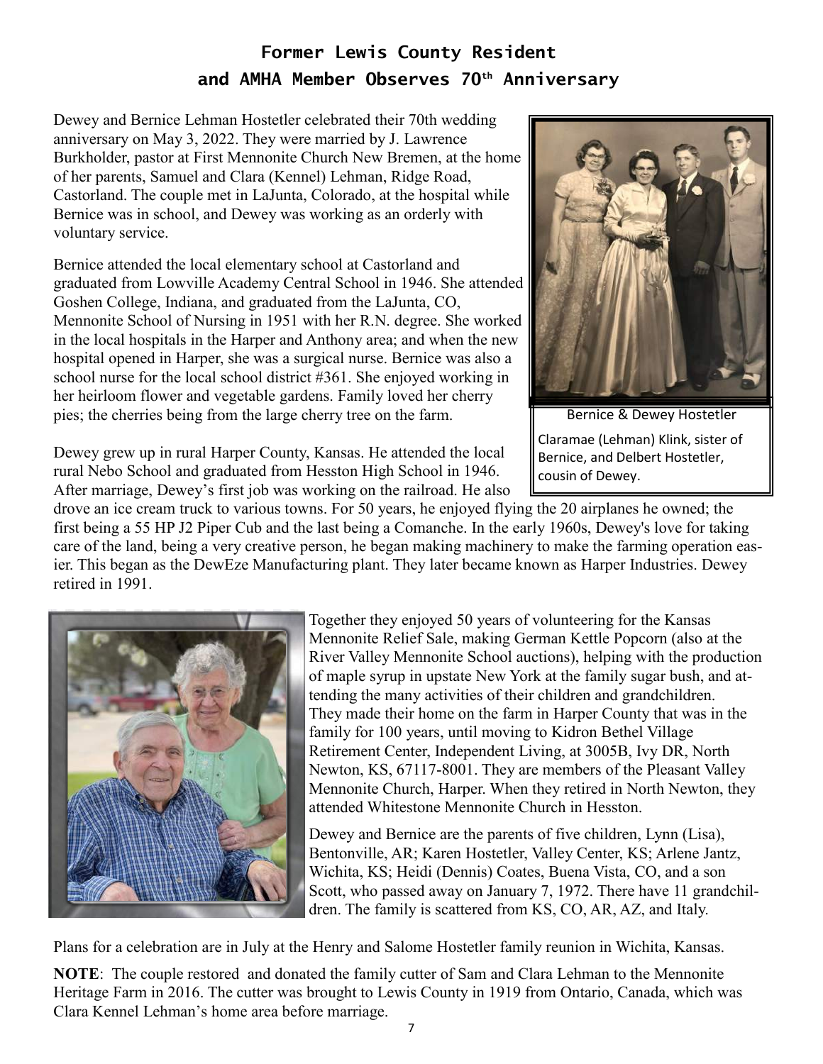# Former Lewis County Resident and AMHA Member Observes 70th Anniversary

Dewey and Bernice Lehman Hostetler celebrated their 70th wedding anniversary on May 3, 2022. They were married by J. Lawrence Burkholder, pastor at First Mennonite Church New Bremen, at the home of her parents, Samuel and Clara (Kennel) Lehman, Ridge Road, Castorland. The couple met in LaJunta, Colorado, at the hospital while Bernice was in school, and Dewey was working as an orderly with voluntary service.

Bernice attended the local elementary school at Castorland and graduated from Lowville Academy Central School in 1946. She attended Goshen College, Indiana, and graduated from the LaJunta, CO, Mennonite School of Nursing in 1951 with her R.N. degree. She worked in the local hospitals in the Harper and Anthony area; and when the new hospital opened in Harper, she was a surgical nurse. Bernice was also a school nurse for the local school district #361. She enjoyed working in her heirloom flower and vegetable gardens. Family loved her cherry pies; the cherries being from the large cherry tree on the farm.

Bernice & Dewey Hostetler

Claramae (Lehman) Klink, sister of Bernice, and Delbert Hostetler, cousin of Dewey.

Dewey grew up in rural Harper County, Kansas. He attended the local rural Nebo School and graduated from Hesston High School in 1946. After marriage, Dewey's first job was working on the railroad. He also drove an ice cream truck to various towns. For 50 years, he enjoyed flying the 20 airplanes he owned; the first being a 55 HP J2 Piper Cub and the last being a Comanche. In the early 1960s, Dewey's love for taking care of the land, being a very creative person, he began making machinery to make the farming operation easier. This began as the DewEze Manufacturing plant. They later became known as Harper Industries. Dewey retired in 1991.

Together they enjoyed 50 years of volunteering for the Kansas Mennonite Relief Sale, making German Kettle Popcorn (also at the River Valley Mennonite School auctions), helping with the production of maple syrup in upstate New York at the family sugar bush, and attending the many activities of their children and grandchildren. They made their home on the farm in Harper County that was in the family for 100 years, until moving to Kidron Bethel Village Retirement Center, Independent Living, at 3005B, Ivy DR, North Newton, KS, 67117-8001. They are members of the Pleasant Valley Mennonite Church, Harper. When they retired in North Newton, they attended Whitestone Mennonite Church in Hesston.

Dewey and Bernice are the parents of five children, Lynn (Lisa), Bentonville, AR; Karen Hostetler, Valley Center, KS; Arlene Jantz, Wichita, KS; Heidi (Dennis) Coates, Buena Vista, CO, and a son Scott, who passed away on January 7, 1972. There have 11 grandchildren. The family is scattered from KS, CO, AR, AZ, and Italy.

Plans for a celebration are in July at the Henry and Salome Hostetler family reunion in Wichita, Kansas.

**NOTE**: The couple restored and donated the family cutter of Sam and Clara Lehman to the Mennonite Heritage Farm in 2016. The cutter was brought to Lewis County in 1919 from Ontario, Canada, which was Clara Kennel Lehman's home area before marriage.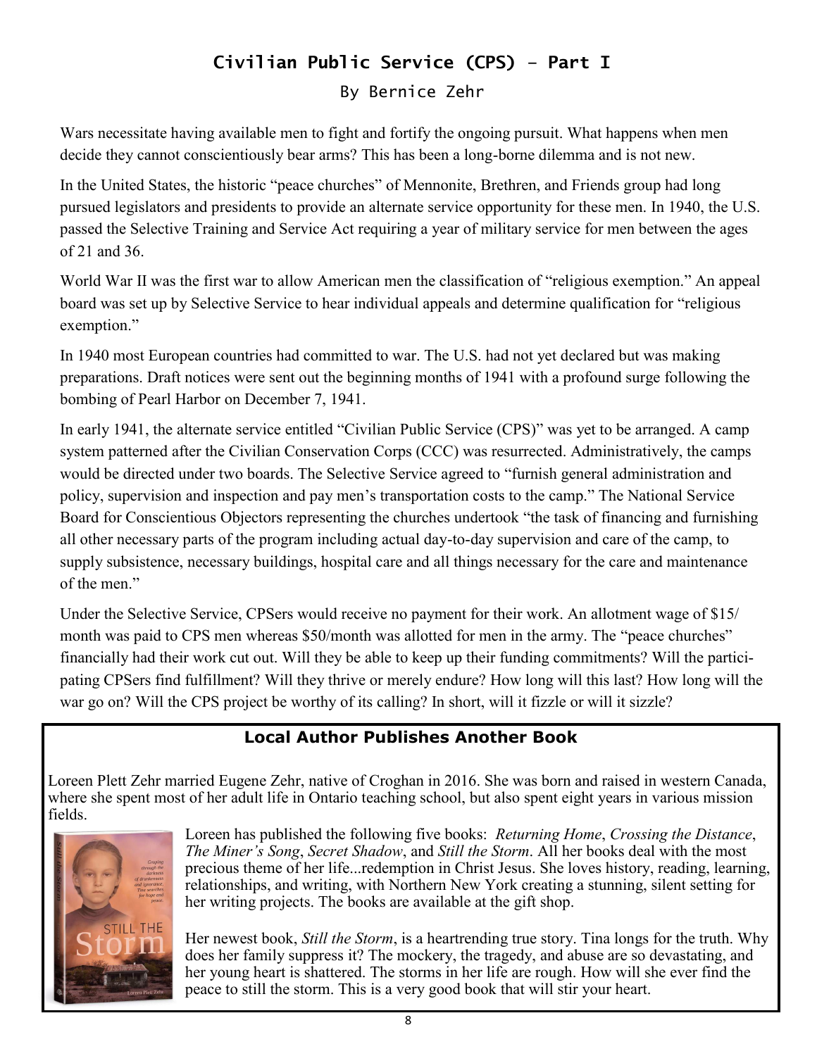## Civilian Public Service (CPS) – Part I

By Bernice Zehr

Wars necessitate having available men to fight and fortify the ongoing pursuit. What happens when men decide they cannot conscientiously bear arms? This has been a long-borne dilemma and is not new.

In the United States, the historic "peace churches" of Mennonite, Brethren, and Friends group had long pursued legislators and presidents to provide an alternate service opportunity for these men. In 1940, the U.S. passed the Selective Training and Service Act requiring a year of military service for men between the ages of 21 and 36.

World War II was the first war to allow American men the classification of "religious exemption." An appeal board was set up by Selective Service to hear individual appeals and determine qualification for "religious exemption."

In 1940 most European countries had committed to war. The U.S. had not yet declared but was making preparations. Draft notices were sent out the beginning months of 1941 with a profound surge following the bombing of Pearl Harbor on December 7, 1941.

In early 1941, the alternate service entitled "Civilian Public Service (CPS)" was yet to be arranged. A camp system patterned after the Civilian Conservation Corps (CCC) was resurrected. Administratively, the camps would be directed under two boards. The Selective Service agreed to "furnish general administration and policy, supervision and inspection and pay men's transportation costs to the camp." The National Service Board for Conscientious Objectors representing the churches undertook "the task of financing and furnishing all other necessary parts of the program including actual day-to-day supervision and care of the camp, to supply subsistence, necessary buildings, hospital care and all things necessary for the care and maintenance of the men."

Under the Selective Service, CPSers would receive no payment for their work. An allotment wage of $15/month was paid to CPS men whereas $50/month was allotted for men in the army. The "peace churches" financially had their work cut out. Will they be able to keep up their funding commitments? Will the participating CPSers find fulfillment? Will they thrive or merely endure? How long will this last? How long will the war go on? Will the CPS project be worthy of its calling? In short, will it fizzle or will it sizzle?

### Local Author Publishes Another Book

Loreen Plett Zehr married Eugene Zehr, native of Croghan in 2016. She was born and raised in western Canada, where she spent most of her adult life in Ontario teaching school, but also spent eight years in various mission fields.

Loreen has published the following five books: *Returning Home*, *Crossing the Distance*, *The Miner's Song*, *Secret Shadow*, and *Still the Storm*. All her books deal with the most precious theme of her life...redemption in Christ Jesus. She loves history, reading, learning, relationships, and writing, with Northern New York creating a stunning, silent setting for her writing projects. The books are available at the gift shop.

Her newest book, *Still the Storm*, is a heartrending true story. Tina longs for the truth. Why does her family suppress it? The mockery, the tragedy, and abuse are so devastating, and her young heart is shattered. The storms in her life are rough. How will she ever find the peace to still the storm. This is a very good book that will stir your heart.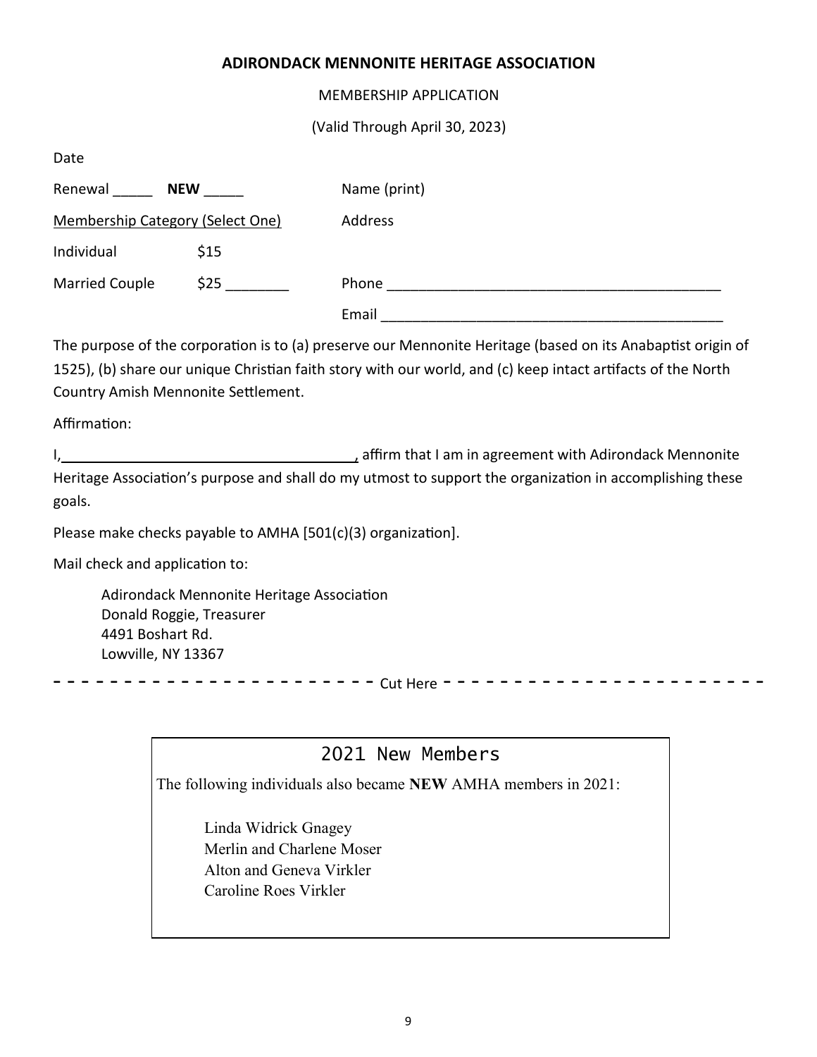# ADIRONDACK MENNONITE HERITAGE ASSOCIATION

MEMBERSHIP APPLICATION

(Valid Through April 30, 2023)

Date

Renewal _____ **NEW** _____

Membership Category (Select One)

Individual $15

Married Couple $25 ________

Name (print)

Address

Phone ___________________________________________

Email ___________________________________________

The purpose of the corporation is to (a) preserve our Mennonite Heritage (based on its Anabaptist origin of 1525), (b) share our unique Christian faith story with our world, and (c) keep intact artifacts of the North Country Amish Mennonite Settlement.

Affirmation:

I,_____________________________________, affirm that I am in agreement with Adirondack Mennonite Heritage Association's purpose and shall do my utmost to support the organization in accomplishing these goals.

Please make checks payable to AMHA [501(c)(3) organization].

Mail check and application to:

Adirondack Mennonite Heritage Association
Donald Roggie, Treasurer
4491 Boshart Rd.
Lowville, NY 13367

- - - - - - - - - - - - - - - - - - - - - - - Cut Here - - - - - - - - - - - - - - - - - - - - - - -

## 2021 New Members

The following individuals also became **NEW** AMHA members in 2021:

Linda Widrick Gnagey
Merlin and Charlene Moser
Alton and Geneva Virkler
Caroline Roes Virkler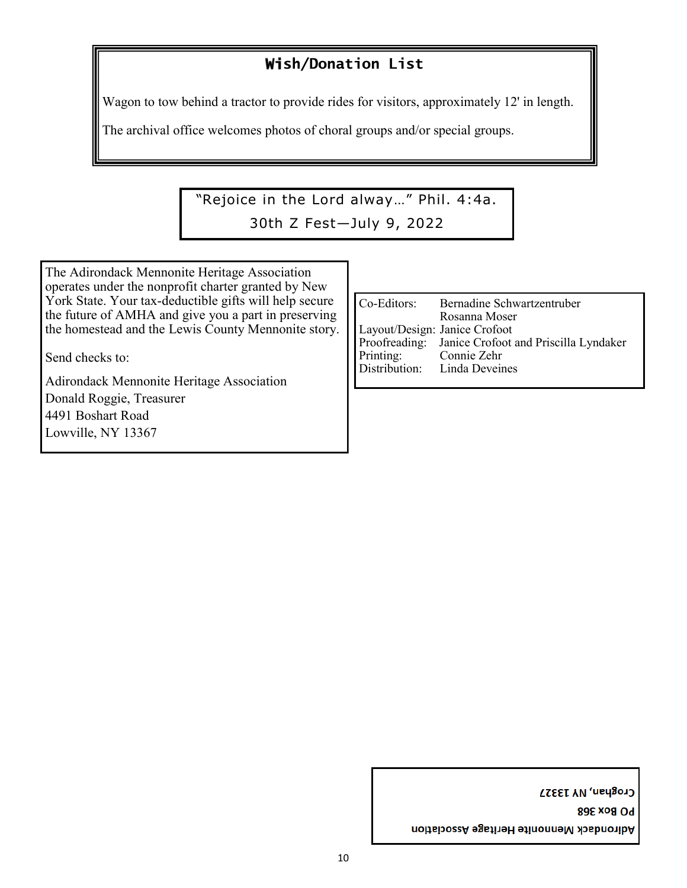## Wish/Donation List

Wagon to tow behind a tractor to provide rides for visitors, approximately 12' in length.

The archival office welcomes photos of choral groups and/or special groups.

"Rejoice in the Lord alway…" Phil. 4:4a.

30th Z Fest—July 9, 2022

The Adirondack Mennonite Heritage Association operates under the nonprofit charter granted by New York State. Your tax-deductible gifts will help secure the future of AMHA and give you a part in preserving the homestead and the Lewis County Mennonite story.

Send checks to:

Adirondack Mennonite Heritage Association
Donald Roggie, Treasurer
4491 Boshart Road
Lowville, NY 13367

| | |
|---|---|
| Co-Editors: | Bernadine Schwartzentruber |
| | Rosanna Moser |
| Layout/Design: | Janice Crofoot |
| Proofreading: | Janice Crofoot and Priscilla Lyndaker |
| Printing: | Connie Zehr |
| Distribution: | Linda Deveines |

Adirondack Mennonite Heritage Association
PO Box 368
Croghan, NY 13327